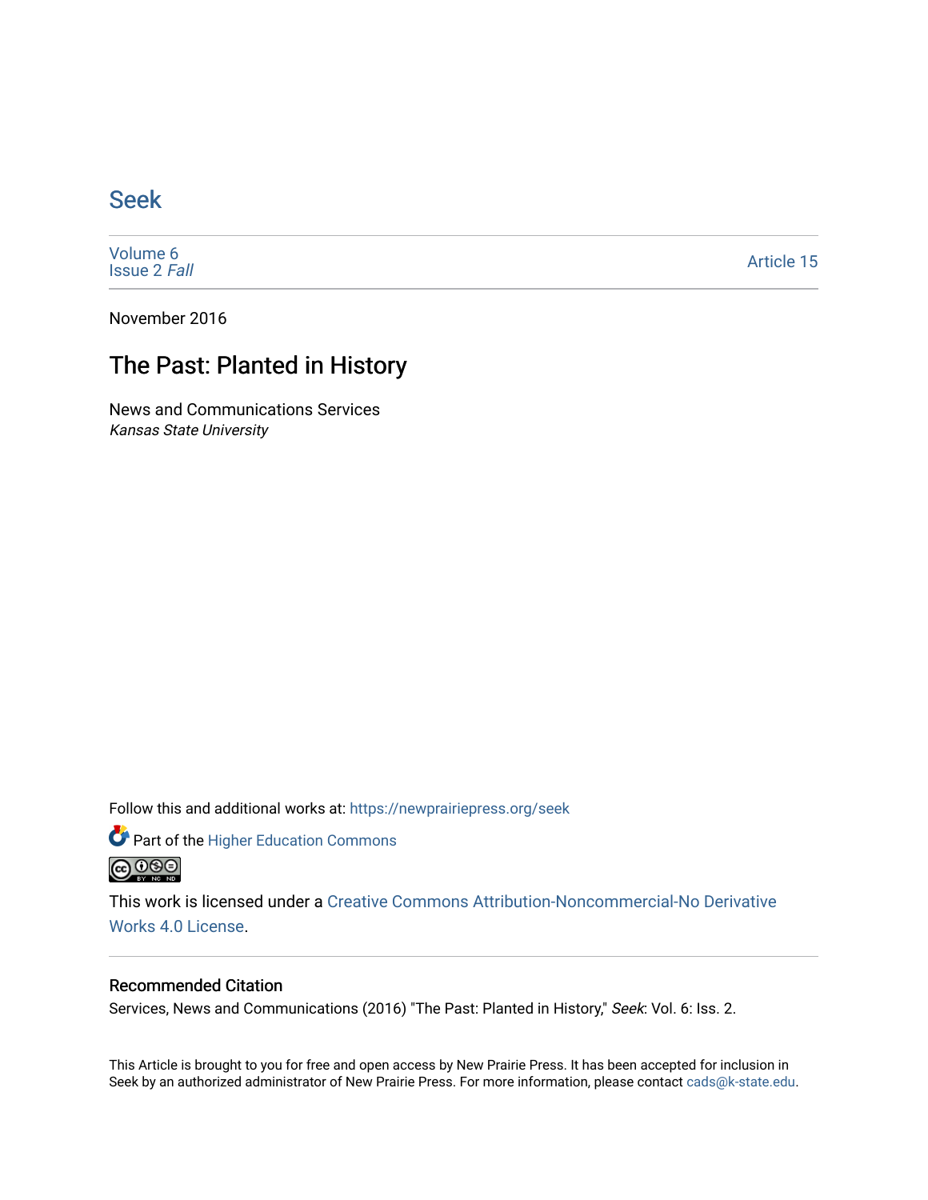# Seek

Volume 6
Issue 2 *Fall*

Article 15

November 2016

## The Past: Planted in History

News and Communications Services
*Kansas State University*

Follow this and additional works at: https://newprairiepress.org/seek

Part of the Higher Education Commons

This work is licensed under a Creative Commons Attribution-Noncommercial-No Derivative Works 4.0 License.

### Recommended Citation

Services, News and Communications (2016) "The Past: Planted in History," *Seek*: Vol. 6: Iss. 2.

This Article is brought to you for free and open access by New Prairie Press. It has been accepted for inclusion in Seek by an authorized administrator of New Prairie Press. For more information, please contact cads@k-state.edu.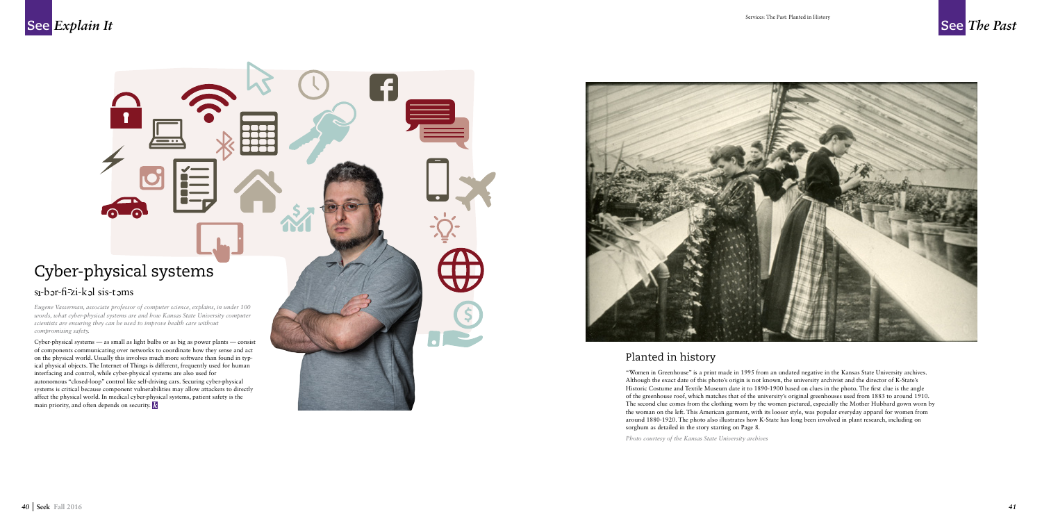# Cyber-physical systems

sı-bər-fı̄-zi-kəl sis-təms

*Eugene Vasserman, associate professor of computer science, explains, in under 100 words, what cyber-physical systems are and how Kansas State University computer scientists are ensuring they can be used to improve health care without compromising safety.*

Cyber-physical systems — as small as light bulbs or as big as power plants — consist of components communicating over networks to coordinate how they sense and act on the physical world. Usually this involves much more software than found in typical physical objects. The Internet of Things is different, frequently used for human interfacing and control, while cyber-physical systems are also used for autonomous "closed-loop" control like self-driving cars. Securing cyber-physical systems is critical because component vulnerabilities may allow attackers to directly affect the physical world. In medical cyber-physical systems, patient safety is the main priority, and often depends on security.

## Planted in history

"Women in Greenhouse" is a print made in 1995 from an undated negative in the Kansas State University archives. Although the exact date of this photo's origin is not known, the university archivist and the director of K-State's Historic Costume and Textile Museum date it to 1890-1900 based on clues in the photo. The first clue is the angle of the greenhouse roof, which matches that of the university's original greenhouses used from 1883 to around 1910. The second clue comes from the clothing worn by the women pictured, especially the Mother Hubbard gown worn by the woman on the left. This American garment, with its looser style, was popular everyday apparel for women from around 1880-1920. The photo also illustrates how K-State has long been involved in plant research, including on sorghum as detailed in the story starting on Page 8.

*Photo courtesy of the Kansas State University archives*